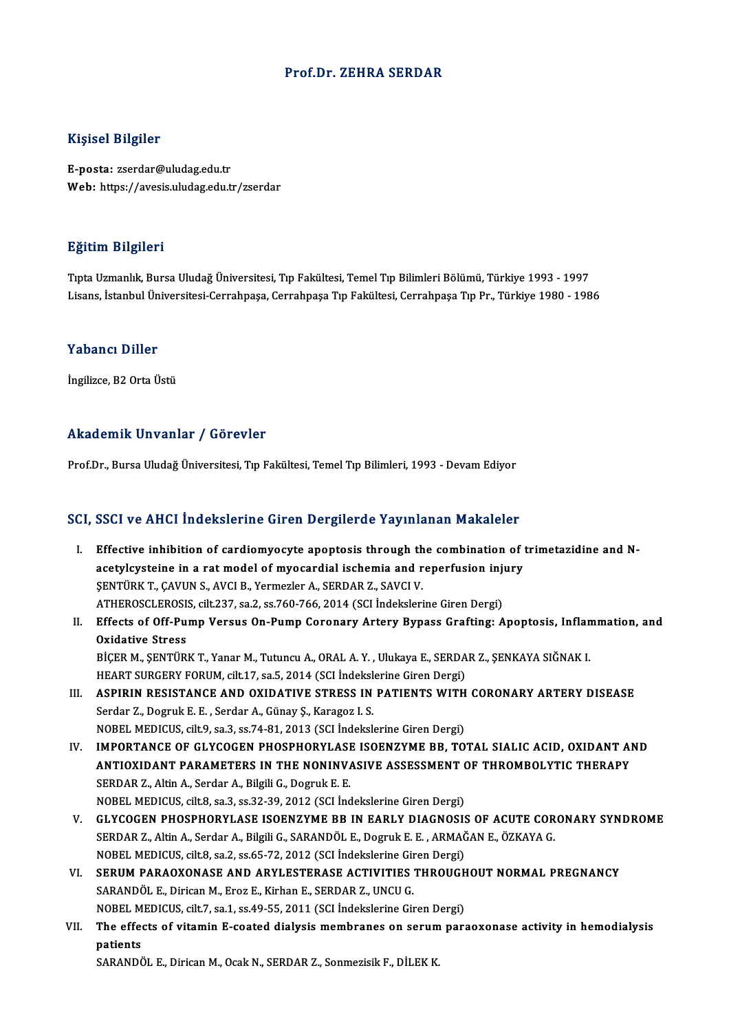# Prof.Dr. ZEHRA SERDAR

## Kişisel Bilgiler

**E-posta:** zserdar@uludag.edu.tr
**Web:** https://avesis.uludag.edu.tr/zserdar

## Eğitim Bilgileri

Tıpta Uzmanlık, Bursa Uludağ Üniversitesi, Tıp Fakültesi, Temel Tıp Bilimleri Bölümü, Türkiye 1993 - 1997
Lisans, İstanbul Üniversitesi-Cerrahpaşa, Cerrahpaşa Tıp Fakültesi, Cerrahpaşa Tıp Pr., Türkiye 1980 - 1986

## Yabancı Diller

İngilizce, B2 Orta Üstü

## Akademik Unvanlar / Görevler

Prof.Dr., Bursa Uludağ Üniversitesi, Tıp Fakültesi, Temel Tıp Bilimleri, 1993 - Devam Ediyor

## SCI, SSCI ve AHCI İndekslerine Giren Dergilerde Yayınlanan Makaleler

I. **Effective inhibition of cardiomyocyte apoptosis through the combination of trimetazidine and N-acetylcysteine in a rat model of myocardial ischemia and reperfusion injury**
ŞENTÜRK T., ÇAVUN S., AVCI B., Yermezler A., SERDAR Z., SAVCI V.
ATHEROSCLEROSIS, cilt.237, sa.2, ss.760-766, 2014 (SCI İndekslerine Giren Dergi)

II. **Effects of Off-Pump Versus On-Pump Coronary Artery Bypass Grafting: Apoptosis, Inflammation, and Oxidative Stress**
BİÇER M., ŞENTÜRK T., Yanar M., Tutuncu A., ORAL A. Y. , Ulukaya E., SERDAR Z., ŞENKAYA SIĞNAK I.
HEART SURGERY FORUM, cilt.17, sa.5, 2014 (SCI İndekslerine Giren Dergi)

III. **ASPIRIN RESISTANCE AND OXIDATIVE STRESS IN PATIENTS WITH CORONARY ARTERY DISEASE**
Serdar Z., Dogruk E. E. , Serdar A., Günay Ş., Karagoz I. S.
NOBEL MEDICUS, cilt.9, sa.3, ss.74-81, 2013 (SCI İndekslerine Giren Dergi)

IV. **IMPORTANCE OF GLYCOGEN PHOSPHORYLASE ISOENZYME BB, TOTAL SIALIC ACID, OXIDANT AND ANTIOXIDANT PARAMETERS IN THE NONINVASIVE ASSESSMENT OF THROMBOLYTIC THERAPY**
SERDAR Z., Altin A., Serdar A., Bilgili G., Dogruk E. E.
NOBEL MEDICUS, cilt.8, sa.3, ss.32-39, 2012 (SCI İndekslerine Giren Dergi)

V. **GLYCOGEN PHOSPHORYLASE ISOENZYME BB IN EARLY DIAGNOSIS OF ACUTE CORONARY SYNDROME**
SERDAR Z., Altin A., Serdar A., Bilgili G., SARANDÖL E., Dogruk E. E. , ARMAĞAN E., ÖZKAYA G.
NOBEL MEDICUS, cilt.8, sa.2, ss.65-72, 2012 (SCI İndekslerine Giren Dergi)

VI. **SERUM PARAOXONASE AND ARYLESTERASE ACTIVITIES THROUGHOUT NORMAL PREGNANCY**
SARANDÖL E., Dirican M., Eroz E., Kirhan E., SERDAR Z., UNCU G.
NOBEL MEDICUS, cilt.7, sa.1, ss.49-55, 2011 (SCI İndekslerine Giren Dergi)

VII. **The effects of vitamin E-coated dialysis membranes on serum paraoxonase activity in hemodialysis patients**
SARANDÖL E., Dirican M., Ocak N., SERDAR Z., Sonmezisik F., DİLEK K.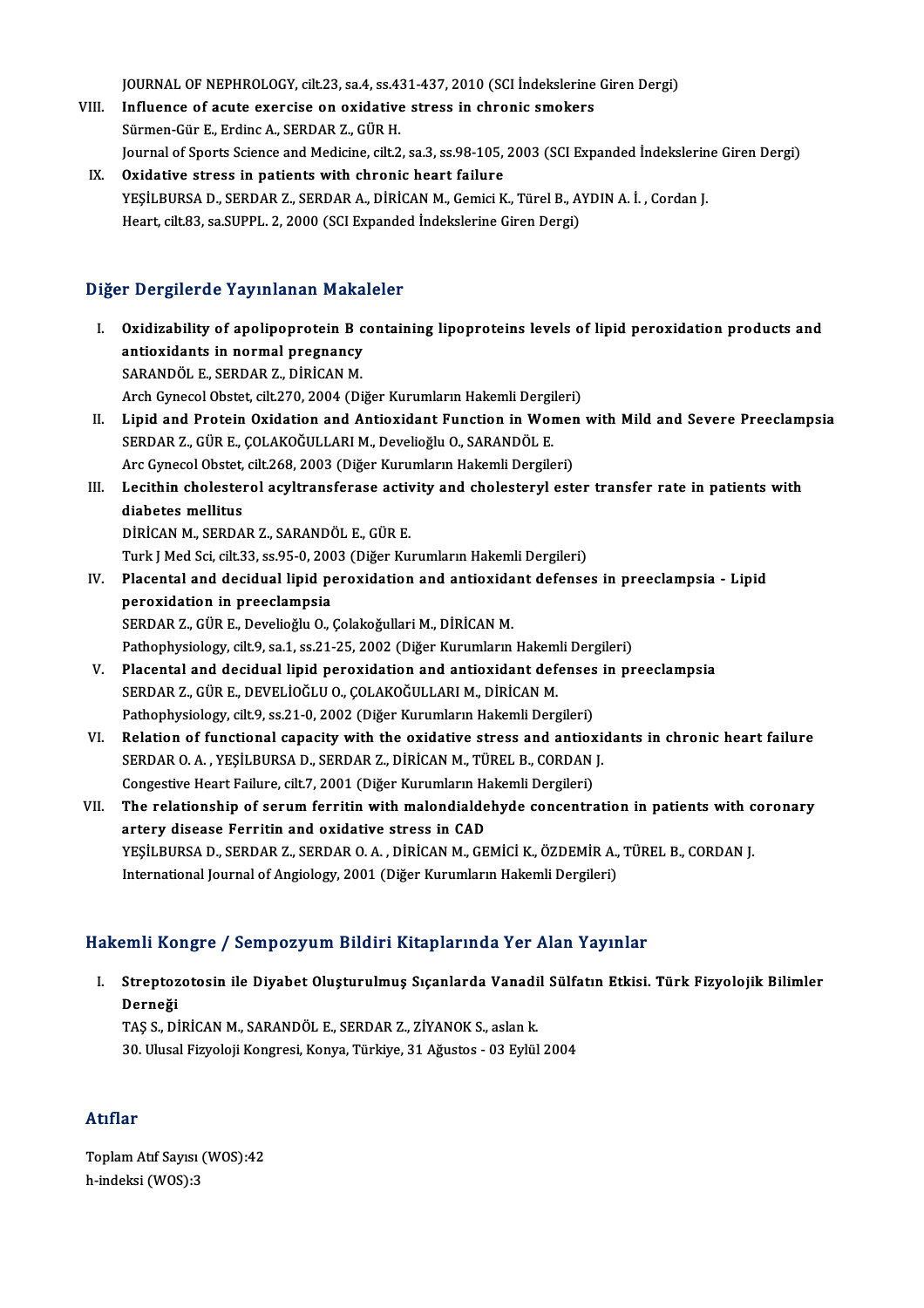JOURNAL OF NEPHROLOGY, cilt.23, sa.4, ss.431-437, 2010 (SCI İndekslerine Giren Dergi)

VIII. **Influence of acute exercise on oxidative stress in chronic smokers**
Sürmen-Gür E., Erdinc A., SERDAR Z., GÜR H.
Journal of Sports Science and Medicine, cilt.2, sa.3, ss.98-105, 2003 (SCI Expanded İndekslerine Giren Dergi)

IX. **Oxidative stress in patients with chronic heart failure**
YEŞİLBURSA D., SERDAR Z., SERDAR A., DİRİCAN M., Gemici K., Türel B., AYDIN A. İ. , Cordan J.
Heart, cilt.83, sa.SUPPL. 2, 2000 (SCI Expanded İndekslerine Giren Dergi)

## Diğer Dergilerde Yayınlanan Makaleler

I. **Oxidizability of apolipoprotein B containing lipoproteins levels of lipid peroxidation products and antioxidants in normal pregnancy**
SARANDÖL E., SERDAR Z., DİRİCAN M.
Arch Gynecol Obstet, cilt.270, 2004 (Diğer Kurumların Hakemli Dergileri)

II. **Lipid and Protein Oxidation and Antioxidant Function in Women with Mild and Severe Preeclampsia**
SERDAR Z., GÜR E., ÇOLAKOĞULLARI M., Develioğlu O., SARANDÖL E.
Arc Gynecol Obstet, cilt.268, 2003 (Diğer Kurumların Hakemli Dergileri)

III. **Lecithin cholesterol acyltransferase activity and cholesteryl ester transfer rate in patients with diabetes mellitus**
DİRİCAN M., SERDAR Z., SARANDÖL E., GÜR E.
Turk J Med Sci, cilt.33, ss.95-0, 2003 (Diğer Kurumların Hakemli Dergileri)

IV. **Placental and decidual lipid peroxidation and antioxidant defenses in preeclampsia - Lipid peroxidation in preeclampsia**
SERDAR Z., GÜR E., Develioğlu O., Çolakoğullari M., DİRİCAN M.
Pathophysiology, cilt.9, sa.1, ss.21-25, 2002 (Diğer Kurumların Hakemli Dergileri)

V. **Placental and decidual lipid peroxidation and antioxidant defenses in preeclampsia**
SERDAR Z., GÜR E., DEVELİOĞLU O., ÇOLAKOĞULLARI M., DİRİCAN M.
Pathophysiology, cilt.9, ss.21-0, 2002 (Diğer Kurumların Hakemli Dergileri)

VI. **Relation of functional capacity with the oxidative stress and antioxidants in chronic heart failure**
SERDAR O. A. , YEŞİLBURSA D., SERDAR Z., DİRİCAN M., TÜREL B., CORDAN J.
Congestive Heart Failure, cilt.7, 2001 (Diğer Kurumların Hakemli Dergileri)

VII. **The relationship of serum ferritin with malondialdehyde concentration in patients with coronary artery disease Ferritin and oxidative stress in CAD**
YEŞİLBURSA D., SERDAR Z., SERDAR O. A. , DİRİCAN M., GEMİCİ K., ÖZDEMİR A., TÜREL B., CORDAN J.
International Journal of Angiology, 2001 (Diğer Kurumların Hakemli Dergileri)

## Hakemli Kongre / Sempozyum Bildiri Kitaplarında Yer Alan Yayınlar

I. **Streptozotosin ile Diyabet Oluşturulmuş Sıçanlarda Vanadil Sülfatın Etkisi. Türk Fizyolojik Bilimler Derneği**
TAŞ S., DİRİCAN M., SARANDÖL E., SERDAR Z., ZİYANOK S., aslan k.
30. Ulusal Fizyoloji Kongresi, Konya, Türkiye, 31 Ağustos - 03 Eylül 2004

## Atıflar

Toplam Atıf Sayısı (WOS):42
h-indeksi (WOS):3